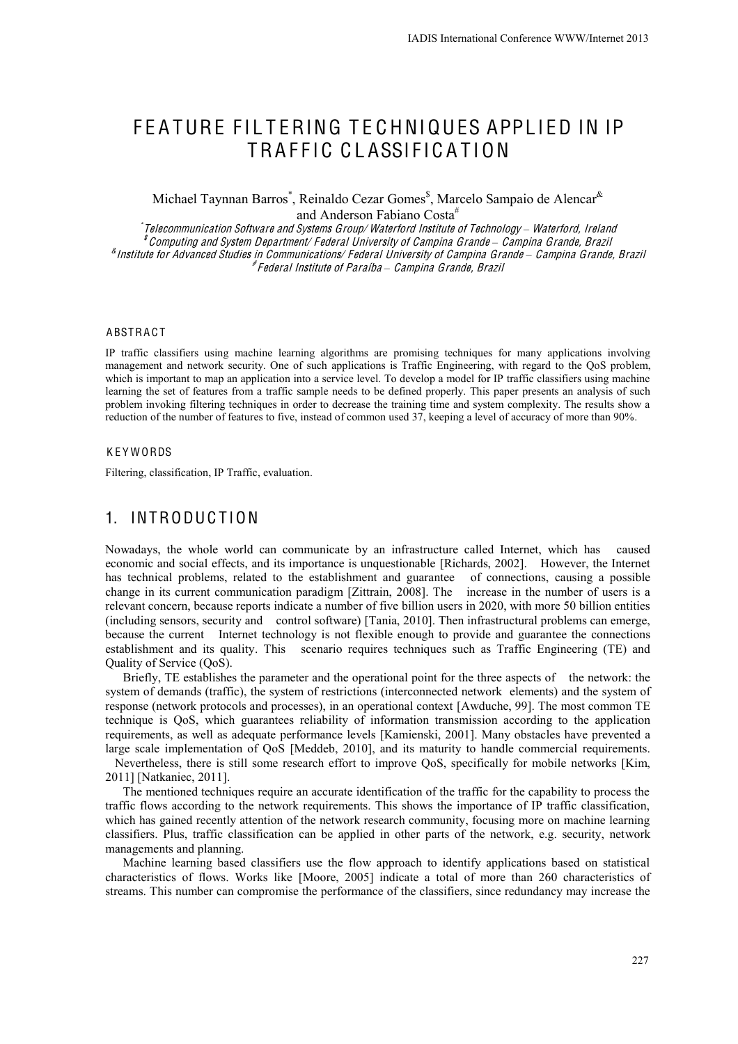# FEATURE FILTERING TECHNIQUES APPLIED IN IP TRAFFIC CLASSIFICATION

Michael Taynnan Barros[*], Reinaldo Cezar Gomes[$], Marcelo Sampaio de Alencar[&] and Anderson Fabiano Costa[#]

[*] *Telecommunication Software and Systems Group/ Waterford Institute of Technology – Waterford, Ireland*
[$] *Computing and System Department/ Federal University of Campina Grande – Campina Grande, Brazil*
[&] *Institute for Advanced Studies in Communications/ Federal University of Campina Grande – Campina Grande, Brazil*
[#] *Federal Institute of Paraíba – Campina Grande, Brazil*

## ABSTRACT

IP traffic classifiers using machine learning algorithms are promising techniques for many applications involving management and network security. One of such applications is Traffic Engineering, with regard to the QoS problem, which is important to map an application into a service level. To develop a model for IP traffic classifiers using machine learning the set of features from a traffic sample needs to be defined properly. This paper presents an analysis of such problem invoking filtering techniques in order to decrease the training time and system complexity. The results show a reduction of the number of features to five, instead of common used 37, keeping a level of accuracy of more than 90%.

## KEYWORDS

Filtering, classification, IP Traffic, evaluation.

## 1. INTRODUCTION

Nowadays, the whole world can communicate by an infrastructure called Internet, which has caused economic and social effects, and its importance is unquestionable [Richards, 2002]. However, the Internet has technical problems, related to the establishment and guarantee of connections, causing a possible change in its current communication paradigm [Zittrain, 2008]. The increase in the number of users is a relevant concern, because reports indicate a number of five billion users in 2020, with more 50 billion entities (including sensors, security and control software) [Tania, 2010]. Then infrastructural problems can emerge, because the current Internet technology is not flexible enough to provide and guarantee the connections establishment and its quality. This scenario requires techniques such as Traffic Engineering (TE) and Quality of Service (QoS).

Briefly, TE establishes the parameter and the operational point for the three aspects of the network: the system of demands (traffic), the system of restrictions (interconnected network elements) and the system of response (network protocols and processes), in an operational context [Awduche, 99]. The most common TE technique is QoS, which guarantees reliability of information transmission according to the application requirements, as well as adequate performance levels [Kamienski, 2001]. Many obstacles have prevented a large scale implementation of QoS [Meddeb, 2010], and its maturity to handle commercial requirements. Nevertheless, there is still some research effort to improve QoS, specifically for mobile networks [Kim, 2011] [Natkaniec, 2011].

The mentioned techniques require an accurate identification of the traffic for the capability to process the traffic flows according to the network requirements. This shows the importance of IP traffic classification, which has gained recently attention of the network research community, focusing more on machine learning classifiers. Plus, traffic classification can be applied in other parts of the network, e.g. security, network managements and planning.

Machine learning based classifiers use the flow approach to identify applications based on statistical characteristics of flows. Works like [Moore, 2005] indicate a total of more than 260 characteristics of streams. This number can compromise the performance of the classifiers, since redundancy may increase the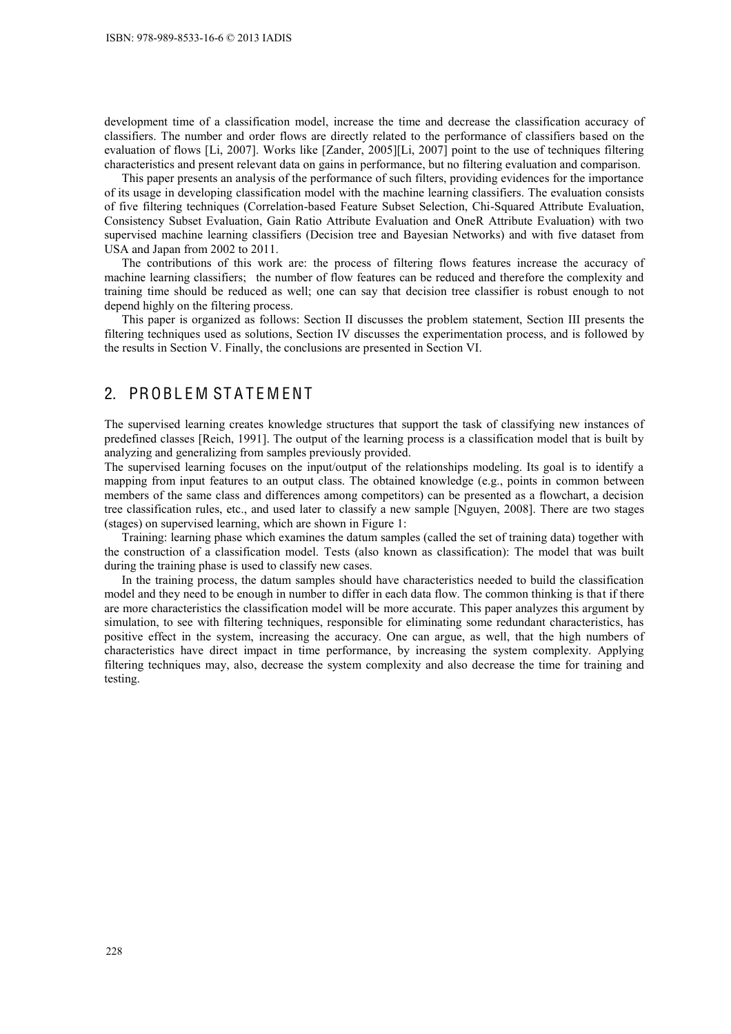development time of a classification model, increase the time and decrease the classification accuracy of classifiers. The number and order flows are directly related to the performance of classifiers based on the evaluation of flows [Li, 2007]. Works like [Zander, 2005][Li, 2007] point to the use of techniques filtering characteristics and present relevant data on gains in performance, but no filtering evaluation and comparison.

This paper presents an analysis of the performance of such filters, providing evidences for the importance of its usage in developing classification model with the machine learning classifiers. The evaluation consists of five filtering techniques (Correlation-based Feature Subset Selection, Chi-Squared Attribute Evaluation, Consistency Subset Evaluation, Gain Ratio Attribute Evaluation and OneR Attribute Evaluation) with two supervised machine learning classifiers (Decision tree and Bayesian Networks) and with five dataset from USA and Japan from 2002 to 2011.

The contributions of this work are: the process of filtering flows features increase the accuracy of machine learning classifiers; the number of flow features can be reduced and therefore the complexity and training time should be reduced as well; one can say that decision tree classifier is robust enough to not depend highly on the filtering process.

This paper is organized as follows: Section II discusses the problem statement, Section III presents the filtering techniques used as solutions, Section IV discusses the experimentation process, and is followed by the results in Section V. Finally, the conclusions are presented in Section VI.

## 2. PROBLEM STATEMENT

The supervised learning creates knowledge structures that support the task of classifying new instances of predefined classes [Reich, 1991]. The output of the learning process is a classification model that is built by analyzing and generalizing from samples previously provided.

The supervised learning focuses on the input/output of the relationships modeling. Its goal is to identify a mapping from input features to an output class. The obtained knowledge (e.g., points in common between members of the same class and differences among competitors) can be presented as a flowchart, a decision tree classification rules, etc., and used later to classify a new sample [Nguyen, 2008]. There are two stages (stages) on supervised learning, which are shown in Figure 1:

Training: learning phase which examines the datum samples (called the set of training data) together with the construction of a classification model. Tests (also known as classification): The model that was built during the training phase is used to classify new cases.

In the training process, the datum samples should have characteristics needed to build the classification model and they need to be enough in number to differ in each data flow. The common thinking is that if there are more characteristics the classification model will be more accurate. This paper analyzes this argument by simulation, to see with filtering techniques, responsible for eliminating some redundant characteristics, has positive effect in the system, increasing the accuracy. One can argue, as well, that the high numbers of characteristics have direct impact in time performance, by increasing the system complexity. Applying filtering techniques may, also, decrease the system complexity and also decrease the time for training and testing.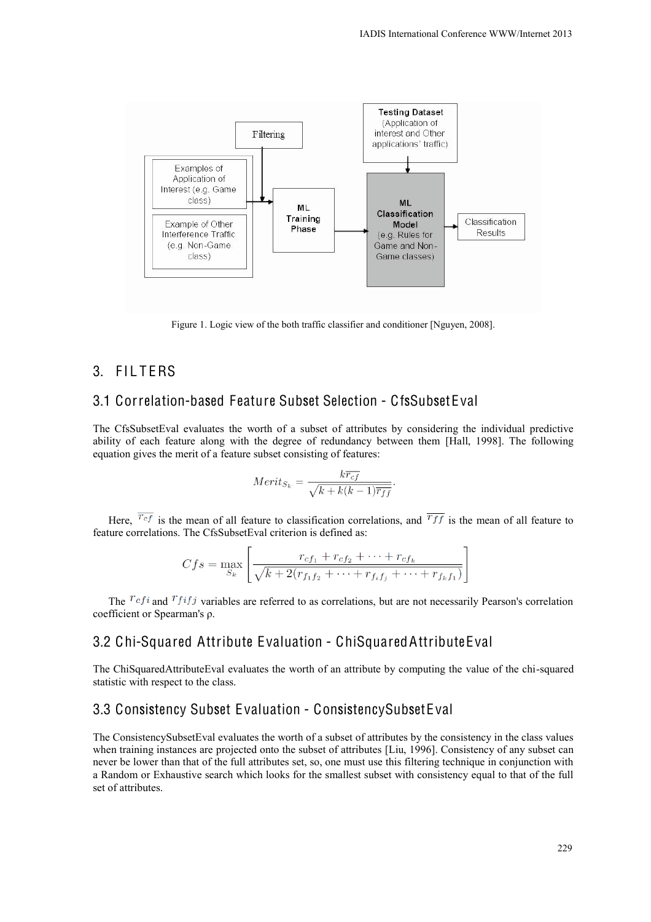Figure 1. Logic view of the both traffic classifier and conditioner [Nguyen, 2008].

# 3. FILTERS

## 3.1 Correlation-based Feature Subset Selection - CfsSubsetEval

The CfsSubsetEval evaluates the worth of a subset of attributes by considering the individual predictive ability of each feature along with the degree of redundancy between them [Hall, 1998]. The following equation gives the merit of a feature subset consisting of features:

$$Merit_{S_k} = \frac{k\overline{r_{cf}}}{\sqrt{k + k(k-1)\overline{r_{ff}}}}.$$

Here, $\overline{r_{cf}}$ is the mean of all feature to classification correlations, and $\overline{r_{ff}}$ is the mean of all feature to feature correlations. The CfsSubsetEval criterion is defined as:

$$Cfs = \max_{S_k} \left[ \frac{r_{cf_1} + r_{cf_2} + \cdots + r_{cf_k}}{\sqrt{k + 2(r_{f_1 f_2} + \cdots + r_{f_i f_j} + \cdots + r_{f_k f_1})}} \right]$$

The $r_{cfi}$ and $r_{fifj}$ variables are referred to as correlations, but are not necessarily Pearson's correlation coefficient or Spearman's ρ.

## 3.2 Chi-Squared Attribute Evaluation - ChiSquaredAttributeEval

The ChiSquaredAttributeEval evaluates the worth of an attribute by computing the value of the chi-squared statistic with respect to the class.

## 3.3 Consistency Subset Evaluation - ConsistencySubsetEval

The ConsistencySubsetEval evaluates the worth of a subset of attributes by the consistency in the class values when training instances are projected onto the subset of attributes [Liu, 1996]. Consistency of any subset can never be lower than that of the full attributes set, so, one must use this filtering technique in conjunction with a Random or Exhaustive search which looks for the smallest subset with consistency equal to that of the full set of attributes.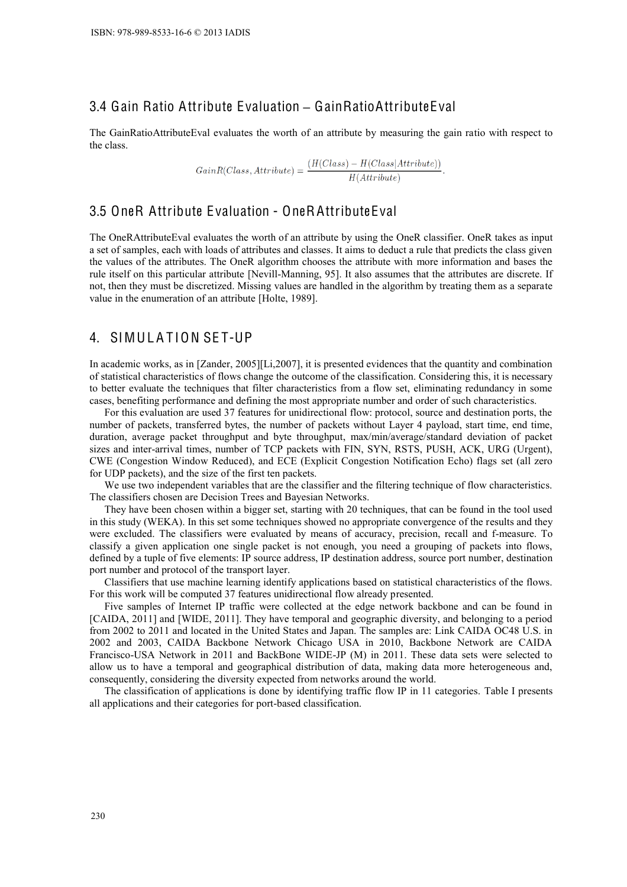## 3.4 Gain Ratio Attribute Evaluation – GainRatioAttributeEval

The GainRatioAttributeEval evaluates the worth of an attribute by measuring the gain ratio with respect to the class.

$$GainR(Class, Attribute) = \frac{(H(Class) - H(Class|Attribute))}{H(Attribute)}.$$

## 3.5 OneR Attribute Evaluation - OneRAttributeEval

The OneRAttributeEval evaluates the worth of an attribute by using the OneR classifier. OneR takes as input a set of samples, each with loads of attributes and classes. It aims to deduct a rule that predicts the class given the values of the attributes. The OneR algorithm chooses the attribute with more information and bases the rule itself on this particular attribute [Nevill-Manning, 95]. It also assumes that the attributes are discrete. If not, then they must be discretized. Missing values are handled in the algorithm by treating them as a separate value in the enumeration of an attribute [Holte, 1989].

# 4. SIMULATION SET-UP

In academic works, as in [Zander, 2005][Li,2007], it is presented evidences that the quantity and combination of statistical characteristics of flows change the outcome of the classification. Considering this, it is necessary to better evaluate the techniques that filter characteristics from a flow set, eliminating redundancy in some cases, benefiting performance and defining the most appropriate number and order of such characteristics.

For this evaluation are used 37 features for unidirectional flow: protocol, source and destination ports, the number of packets, transferred bytes, the number of packets without Layer 4 payload, start time, end time, duration, average packet throughput and byte throughput, max/min/average/standard deviation of packet sizes and inter-arrival times, number of TCP packets with FIN, SYN, RSTS, PUSH, ACK, URG (Urgent), CWE (Congestion Window Reduced), and ECE (Explicit Congestion Notification Echo) flags set (all zero for UDP packets), and the size of the first ten packets.

We use two independent variables that are the classifier and the filtering technique of flow characteristics. The classifiers chosen are Decision Trees and Bayesian Networks.

They have been chosen within a bigger set, starting with 20 techniques, that can be found in the tool used in this study (WEKA). In this set some techniques showed no appropriate convergence of the results and they were excluded. The classifiers were evaluated by means of accuracy, precision, recall and f-measure. To classify a given application one single packet is not enough, you need a grouping of packets into flows, defined by a tuple of five elements: IP source address, IP destination address, source port number, destination port number and protocol of the transport layer.

Classifiers that use machine learning identify applications based on statistical characteristics of the flows. For this work will be computed 37 features unidirectional flow already presented.

Five samples of Internet IP traffic were collected at the edge network backbone and can be found in [CAIDA, 2011] and [WIDE, 2011]. They have temporal and geographic diversity, and belonging to a period from 2002 to 2011 and located in the United States and Japan. The samples are: Link CAIDA OC48 U.S. in 2002 and 2003, CAIDA Backbone Network Chicago USA in 2010, Backbone Network are CAIDA Francisco-USA Network in 2011 and BackBone WIDE-JP (M) in 2011. These data sets were selected to allow us to have a temporal and geographical distribution of data, making data more heterogeneous and, consequently, considering the diversity expected from networks around the world.

The classification of applications is done by identifying traffic flow IP in 11 categories. Table I presents all applications and their categories for port-based classification.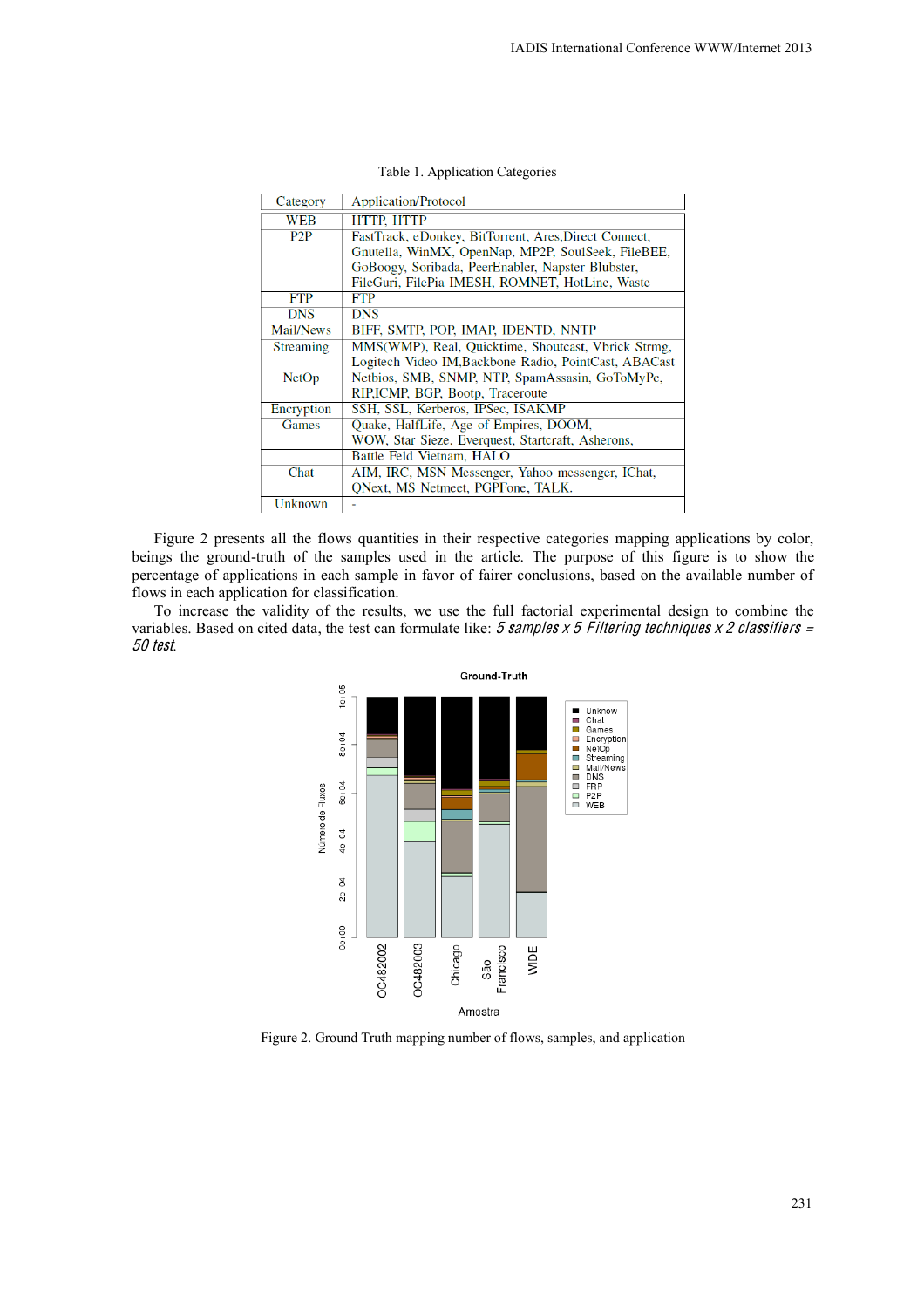Table 1. Application Categories

| Category | Application/Protocol |
|---|---|
| WEB | HTTP, HTTP |
| P2P | FastTrack, eDonkey, BitTorrent, Ares,Direct Connect, Gnutella, WinMX, OpenNap, MP2P, SoulSeek, FileBEE, GoBoogy, Soribada, PeerEnabler, Napster Blubster, FileGuri, FilePia IMESH, ROMNET, HotLine, Waste |
| FTP | FTP |
| DNS | DNS |
| Mail/News | BIFF, SMTP, POP, IMAP, IDENTD, NNTP |
| Streaming | MMS(WMP), Real, Quicktime, Shoutcast, Vbrick Strmg, Logitech Video IM,Backbone Radio, PointCast, ABACast |
| NetOp | Netbios, SMB, SNMP, NTP, SpamAssasin, GoToMyPc, RIP,ICMP, BGP, Bootp, Traceroute |
| Encryption | SSH, SSL, Kerberos, IPSec, ISAKMP |
| Games | Quake, HalfLife, Age of Empires, DOOM, WOW, Star Sieze, Everquest, Startcraft, Asherons, |
| | Battle Feld Vietnam, HALO |
| Chat | AIM, IRC, MSN Messenger, Yahoo messenger, IChat, QNext, MS Netmeet, PGPFone, TALK. |
| Unknown | - |

Figure 2 presents all the flows quantities in their respective categories mapping applications by color, beings the ground-truth of the samples used in the article. The purpose of this figure is to show the percentage of applications in each sample in favor of fairer conclusions, based on the available number of flows in each application for classification.

To increase the validity of the results, we use the full factorial experimental design to combine the variables. Based on cited data, the test can formulate like: *5 samples x 5 Filtering techniques x 2 classifiers = 50 test.*

Figure 2. Ground Truth mapping number of flows, samples, and application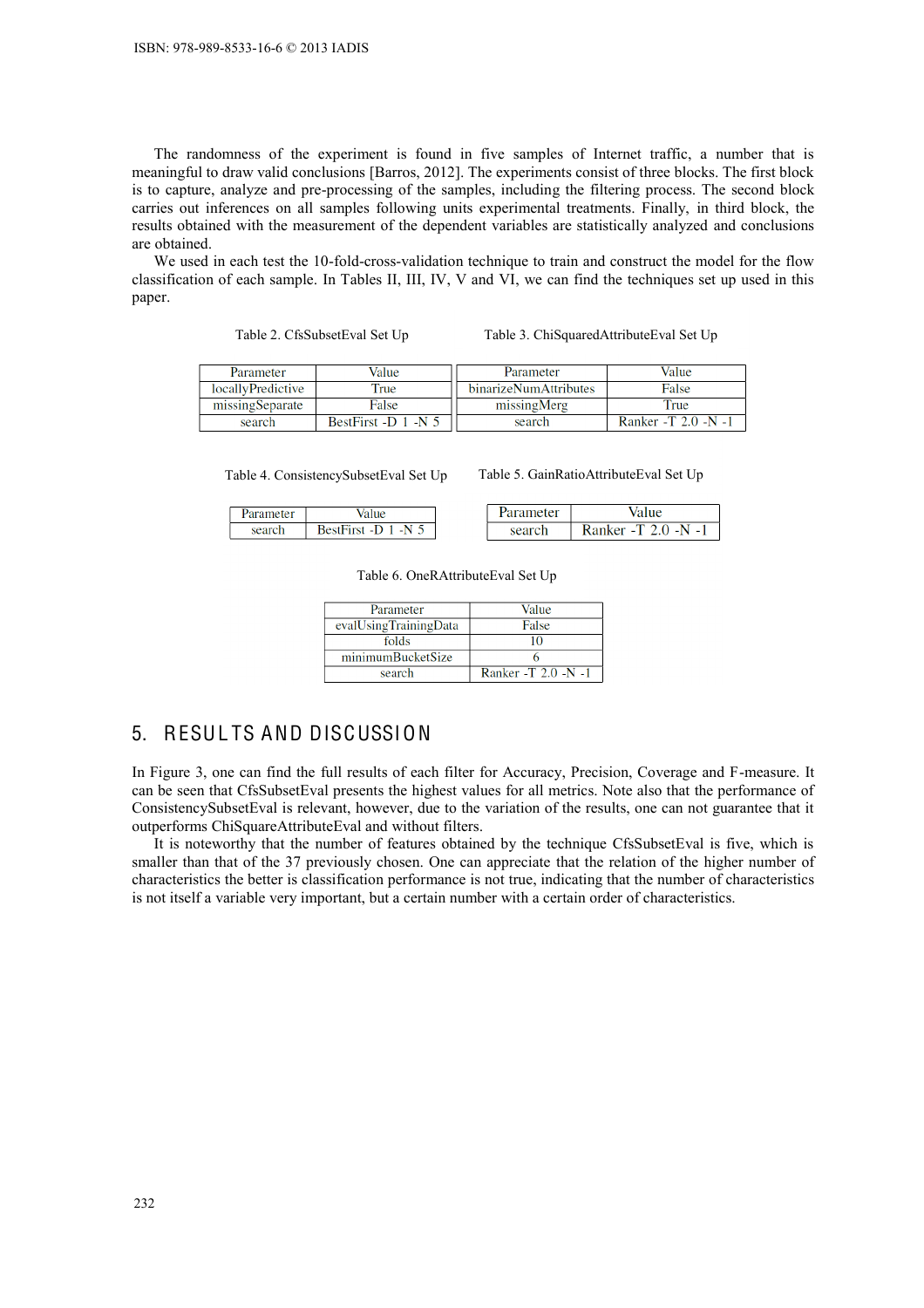The randomness of the experiment is found in five samples of Internet traffic, a number that is meaningful to draw valid conclusions [Barros, 2012]. The experiments consist of three blocks. The first block is to capture, analyze and pre-processing of the samples, including the filtering process. The second block carries out inferences on all samples following units experimental treatments. Finally, in third block, the results obtained with the measurement of the dependent variables are statistically analyzed and conclusions are obtained.

We used in each test the 10-fold-cross-validation technique to train and construct the model for the flow classification of each sample. In Tables II, III, IV, V and VI, we can find the techniques set up used in this paper.

Table 2. CfsSubsetEval Set Up

| Parameter | Value |
|---|---|
| locallyPredictive | True |
| missingSeparate | False |
| search | BestFirst -D 1 -N 5 |

Table 3. ChiSquaredAttributeEval Set Up

| Parameter | Value |
|---|---|
| binarizeNumAttributes | False |
| missingMerg | True |
| search | Ranker -T 2.0 -N -1 |

Table 4. ConsistencySubsetEval Set Up

| Parameter | Value |
|---|---|
| search | BestFirst -D 1 -N 5 |

Table 5. GainRatioAttributeEval Set Up

| Parameter | Value |
|---|---|
| search | Ranker -T 2.0 -N -1 |

Table 6. OneRAttributeEval Set Up

| Parameter | Value |
|---|---|
| evalUsingTrainingData | False |
| folds | 10 |
| minimumBucketSize | 6 |
| search | Ranker -T 2.0 -N -1 |

## 5. RESULTS AND DISCUSSION

In Figure 3, one can find the full results of each filter for Accuracy, Precision, Coverage and F-measure. It can be seen that CfsSubsetEval presents the highest values for all metrics. Note also that the performance of ConsistencySubsetEval is relevant, however, due to the variation of the results, one can not guarantee that it outperforms ChiSquareAttributeEval and without filters.

It is noteworthy that the number of features obtained by the technique CfsSubsetEval is five, which is smaller than that of the 37 previously chosen. One can appreciate that the relation of the higher number of characteristics the better is classification performance is not true, indicating that the number of characteristics is not itself a variable very important, but a certain number with a certain order of characteristics.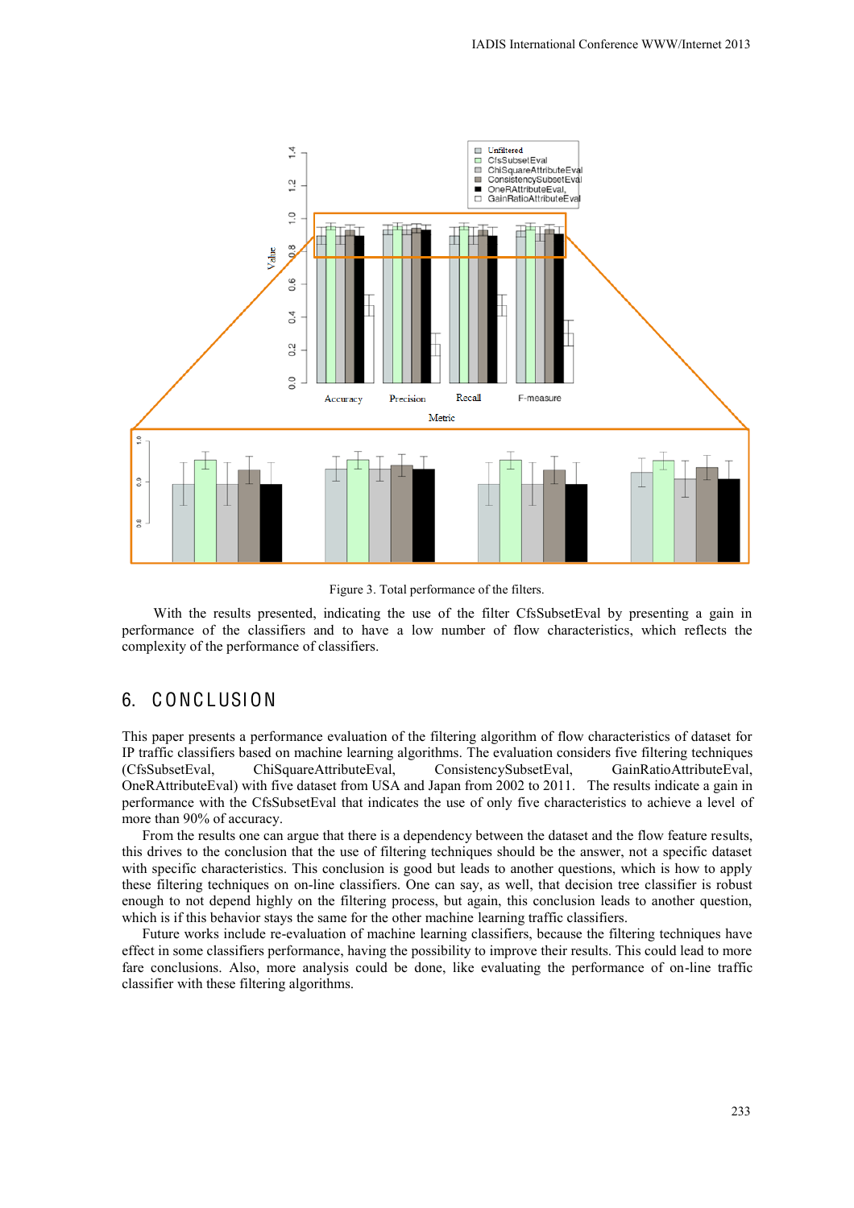Figure 3. Total performance of the filters.

With the results presented, indicating the use of the filter CfsSubsetEval by presenting a gain in performance of the classifiers and to have a low number of flow characteristics, which reflects the complexity of the performance of classifiers.

## 6. CONCLUSION

This paper presents a performance evaluation of the filtering algorithm of flow characteristics of dataset for IP traffic classifiers based on machine learning algorithms. The evaluation considers five filtering techniques (CfsSubsetEval, ChiSquareAttributeEval, ConsistencySubsetEval, GainRatioAttributeEval, OneRAttributeEval) with five dataset from USA and Japan from 2002 to 2011. The results indicate a gain in performance with the CfsSubsetEval that indicates the use of only five characteristics to achieve a level of more than 90% of accuracy.

From the results one can argue that there is a dependency between the dataset and the flow feature results, this drives to the conclusion that the use of filtering techniques should be the answer, not a specific dataset with specific characteristics. This conclusion is good but leads to another questions, which is how to apply these filtering techniques on on-line classifiers. One can say, as well, that decision tree classifier is robust enough to not depend highly on the filtering process, but again, this conclusion leads to another question, which is if this behavior stays the same for the other machine learning traffic classifiers.

Future works include re-evaluation of machine learning classifiers, because the filtering techniques have effect in some classifiers performance, having the possibility to improve their results. This could lead to more fare conclusions. Also, more analysis could be done, like evaluating the performance of on-line traffic classifier with these filtering algorithms.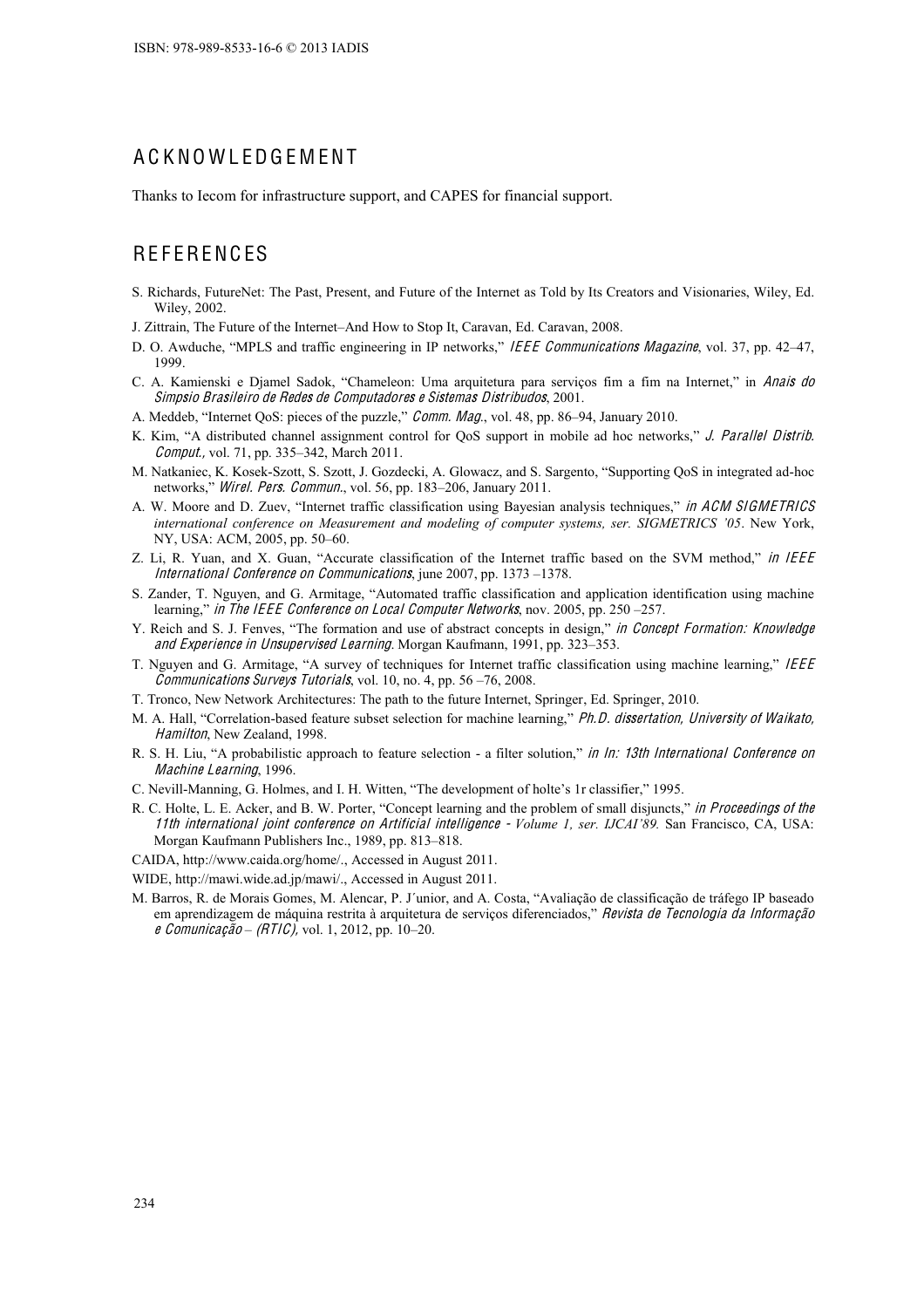## ACKNOWLEDGEMENT

Thanks to Iecom for infrastructure support, and CAPES for financial support.

## REFERENCES

S. Richards, FutureNet: The Past, Present, and Future of the Internet as Told by Its Creators and Visionaries, Wiley, Ed. Wiley, 2002.

J. Zittrain, The Future of the Internet–And How to Stop It, Caravan, Ed. Caravan, 2008.

D. O. Awduche, "MPLS and traffic engineering in IP networks," *IEEE Communications Magazine*, vol. 37, pp. 42–47, 1999.

C. A. Kamienski e Djamel Sadok, "Chameleon: Uma arquitetura para serviços fim a fim na Internet," in *Anais do Simpsio Brasileiro de Redes de Computadores e Sistemas Distribudos*, 2001.

A. Meddeb, "Internet QoS: pieces of the puzzle," *Comm. Mag.*, vol. 48, pp. 86–94, January 2010.

K. Kim, "A distributed channel assignment control for QoS support in mobile ad hoc networks," *J. Parallel Distrib. Comput.*, vol. 71, pp. 335–342, March 2011.

M. Natkaniec, K. Kosek-Szott, S. Szott, J. Gozdecki, A. Glowacz, and S. Sargento, "Supporting QoS in integrated ad-hoc networks," *Wirel. Pers. Commun.*, vol. 56, pp. 183–206, January 2011.

A. W. Moore and D. Zuev, "Internet traffic classification using Bayesian analysis techniques," *in ACM SIGMETRICS international conference on Measurement and modeling of computer systems, ser. SIGMETRICS '05*. New York, NY, USA: ACM, 2005, pp. 50–60.

Z. Li, R. Yuan, and X. Guan, "Accurate classification of the Internet traffic based on the SVM method," *in IEEE International Conference on Communications*, june 2007, pp. 1373 –1378.

S. Zander, T. Nguyen, and G. Armitage, "Automated traffic classification and application identification using machine learning," *in The IEEE Conference on Local Computer Networks*, nov. 2005, pp. 250 –257.

Y. Reich and S. J. Fenves, "The formation and use of abstract concepts in design," *in Concept Formation: Knowledge and Experience in Unsupervised Learning*. Morgan Kaufmann, 1991, pp. 323–353.

T. Nguyen and G. Armitage, "A survey of techniques for Internet traffic classification using machine learning," *IEEE Communications Surveys Tutorials*, vol. 10, no. 4, pp. 56 –76, 2008.

T. Tronco, New Network Architectures: The path to the future Internet, Springer, Ed. Springer, 2010.

M. A. Hall, "Correlation-based feature subset selection for machine learning," *Ph.D. dissertation, University of Waikato, Hamilton*, New Zealand, 1998.

R. S. H. Liu, "A probabilistic approach to feature selection - a filter solution," *in In: 13th International Conference on Machine Learning*, 1996.

C. Nevill-Manning, G. Holmes, and I. H. Witten, "The development of holte's 1r classifier," 1995.

R. C. Holte, L. E. Acker, and B. W. Porter, "Concept learning and the problem of small disjuncts," *in Proceedings of the 11th international joint conference on Artificial intelligence - Volume 1, ser. IJCAI'89.* San Francisco, CA, USA: Morgan Kaufmann Publishers Inc., 1989, pp. 813–818.

CAIDA, http://www.caida.org/home/., Accessed in August 2011.

WIDE, http://mawi.wide.ad.jp/mawi/., Accessed in August 2011.

M. Barros, R. de Morais Gomes, M. Alencar, P. J´unior, and A. Costa, "Avaliação de classificação de tráfego IP baseado em aprendizagem de máquina restrita à arquitetura de serviços diferenciados," *Revista de Tecnologia da Informação e Comunicação – (RTIC),* vol. 1, 2012, pp. 10–20.